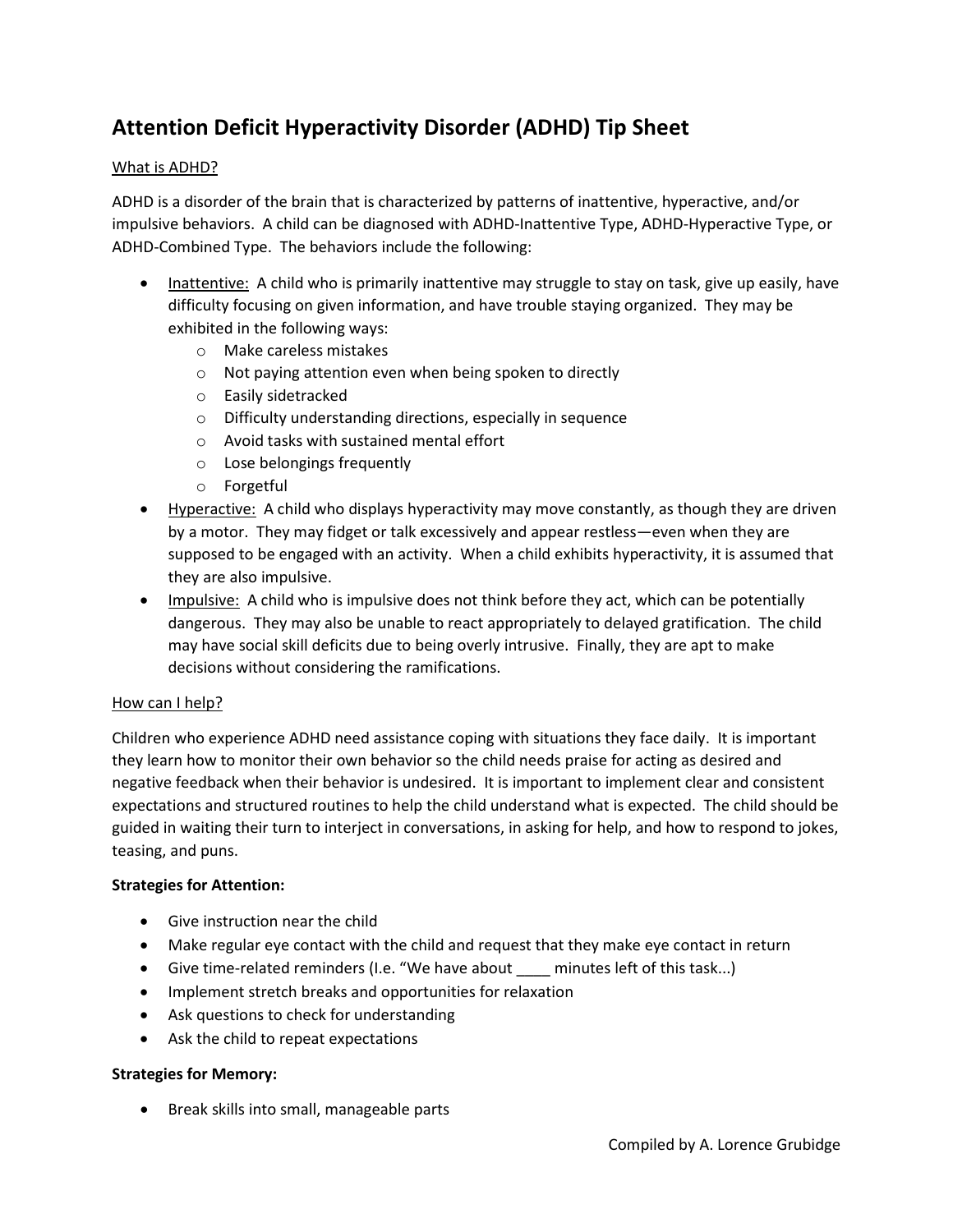# Attention Deficit Hyperactivity Disorder (ADHD) Tip Sheet

## What is ADHD?

ADHD is a disorder of the brain that is characterized by patterns of inattentive, hyperactive, and/or impulsive behaviors. A child can be diagnosed with ADHD-Inattentive Type, ADHD-Hyperactive Type, or ADHD-Combined Type. The behaviors include the following:

- Inattentive: A child who is primarily inattentive may struggle to stay on task, give up easily, have difficulty focusing on given information, and have trouble staying organized. They may be exhibited in the following ways:
    - Make careless mistakes
    - Not paying attention even when being spoken to directly
    - Easily sidetracked
    - Difficulty understanding directions, especially in sequence
    - Avoid tasks with sustained mental effort
    - Lose belongings frequently
    - Forgetful
- Hyperactive: A child who displays hyperactivity may move constantly, as though they are driven by a motor. They may fidget or talk excessively and appear restless—even when they are supposed to be engaged with an activity. When a child exhibits hyperactivity, it is assumed that they are also impulsive.
- Impulsive: A child who is impulsive does not think before they act, which can be potentially dangerous. They may also be unable to react appropriately to delayed gratification. The child may have social skill deficits due to being overly intrusive. Finally, they are apt to make decisions without considering the ramifications.

## How can I help?

Children who experience ADHD need assistance coping with situations they face daily. It is important they learn how to monitor their own behavior so the child needs praise for acting as desired and negative feedback when their behavior is undesired. It is important to implement clear and consistent expectations and structured routines to help the child understand what is expected. The child should be guided in waiting their turn to interject in conversations, in asking for help, and how to respond to jokes, teasing, and puns.

**Strategies for Attention:**

- Give instruction near the child
- Make regular eye contact with the child and request that they make eye contact in return
- Give time-related reminders (I.e. "We have about ____ minutes left of this task...)
- Implement stretch breaks and opportunities for relaxation
- Ask questions to check for understanding
- Ask the child to repeat expectations

**Strategies for Memory:**

- Break skills into small, manageable parts

Compiled by A. Lorence Grubidge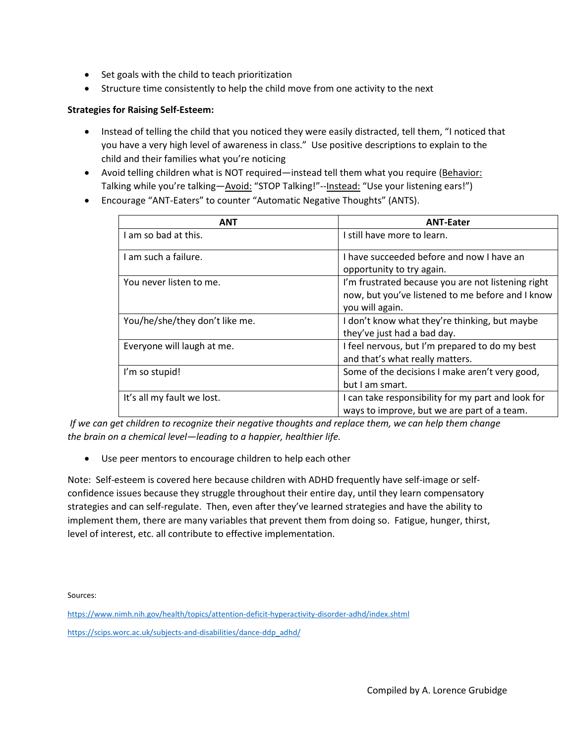- Set goals with the child to teach prioritization
- Structure time consistently to help the child move from one activity to the next

**Strategies for Raising Self-Esteem:**

- Instead of telling the child that you noticed they were easily distracted, tell them, "I noticed that you have a very high level of awareness in class." Use positive descriptions to explain to the child and their families what you're noticing
- Avoid telling children what is NOT required—instead tell them what you require (<u>Behavior:</u> Talking while you're talking—<u>Avoid:</u> "STOP Talking!"--<u>Instead:</u> "Use your listening ears!")
- Encourage "ANT-Eaters" to counter "Automatic Negative Thoughts" (ANTS).

| ANT | ANT-Eater |
|---|---|
| I am so bad at this. | I still have more to learn. |
| I am such a failure. | I have succeeded before and now I have an opportunity to try again. |
| You never listen to me. | I'm frustrated because you are not listening right now, but you've listened to me before and I know you will again. |
| You/he/she/they don't like me. | I don't know what they're thinking, but maybe they've just had a bad day. |
| Everyone will laugh at me. | I feel nervous, but I'm prepared to do my best and that's what really matters. |
| I'm so stupid! | Some of the decisions I make aren't very good, but I am smart. |
| It's all my fault we lost. | I can take responsibility for my part and look for ways to improve, but we are part of a team. |

*If we can get children to recognize their negative thoughts and replace them, we can help them change the brain on a chemical level—leading to a happier, healthier life.*

- Use peer mentors to encourage children to help each other

Note: Self-esteem is covered here because children with ADHD frequently have self-image or self-confidence issues because they struggle throughout their entire day, until they learn compensatory strategies and can self-regulate. Then, even after they've learned strategies and have the ability to implement them, there are many variables that prevent them from doing so. Fatigue, hunger, thirst, level of interest, etc. all contribute to effective implementation.

Sources:

https://www.nimh.nih.gov/health/topics/attention-deficit-hyperactivity-disorder-adhd/index.shtml

https://scips.worc.ac.uk/subjects-and-disabilities/dance-ddp_adhd/

Compiled by A. Lorence Grubidge